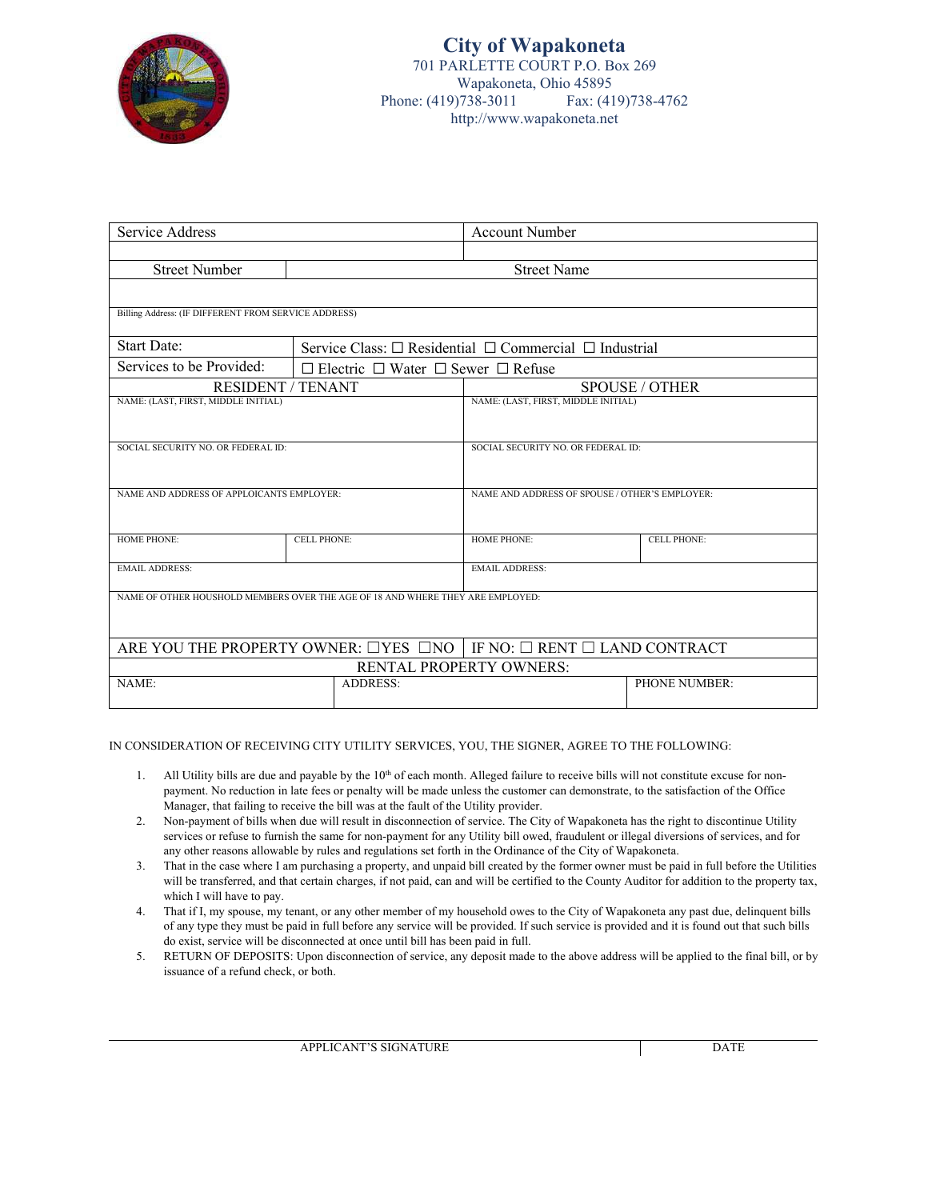# City of Wapakoneta

701 PARLETTE COURT P.O. Box 269
Wapakoneta, Ohio 45895
Phone: (419)738-3011 Fax: (419)738-4762
http://www.wapakoneta.net

| Service Address | | Account Number | |
|---|---|---|---|
| | | | |
| Street Number | Street Name | | |
| | | | |
| Billing Address: (IF DIFFERENT FROM SERVICE ADDRESS) | | | |
| Start Date: | Service Class: ☐ Residential ☐ Commercial ☐ Industrial | | |
| Services to be Provided: | ☐ Electric ☐ Water ☐ Sewer ☐ Refuse | | |
| RESIDENT / TENANT | | SPOUSE / OTHER | |
| NAME: (LAST, FIRST, MIDDLE INITIAL) | | NAME: (LAST, FIRST, MIDDLE INITIAL) | |
| SOCIAL SECURITY NO. OR FEDERAL ID: | | SOCIAL SECURITY NO. OR FEDERAL ID: | |
| NAME AND ADDRESS OF APPLICANTS EMPLOYER: | | NAME AND ADDRESS OF SPOUSE / OTHER'S EMPLOYER: | |
| HOME PHONE: | CELL PHONE: | HOME PHONE: | CELL PHONE: |
| EMAIL ADDRESS: | | EMAIL ADDRESS: | |
| NAME OF OTHER HOUSHOLD MEMBERS OVER THE AGE OF 18 AND WHERE THEY ARE EMPLOYED: | | | |
| ARE YOU THE PROPERTY OWNER: ☐YES ☐NO | | IF NO: ☐ RENT ☐ LAND CONTRACT | |
| RENTAL PROPERTY OWNERS: | | | |
| NAME: | ADDRESS: | | PHONE NUMBER: |

IN CONSIDERATION OF RECEIVING CITY UTILITY SERVICES, YOU, THE SIGNER, AGREE TO THE FOLLOWING:

1. All Utility bills are due and payable by the 10th of each month. Alleged failure to receive bills will not constitute excuse for non-payment. No reduction in late fees or penalty will be made unless the customer can demonstrate, to the satisfaction of the Office Manager, that failing to receive the bill was at the fault of the Utility provider.
2. Non-payment of bills when due will result in disconnection of service. The City of Wapakoneta has the right to discontinue Utility services or refuse to furnish the same for non-payment for any Utility bill owed, fraudulent or illegal diversions of services, and for any other reasons allowable by rules and regulations set forth in the Ordinance of the City of Wapakoneta.
3. That in the case where I am purchasing a property, and unpaid bill created by the former owner must be paid in full before the Utilities will be transferred, and that certain charges, if not paid, can and will be certified to the County Auditor for addition to the property tax, which I will have to pay.
4. That if I, my spouse, my tenant, or any other member of my household owes to the City of Wapakoneta any past due, delinquent bills of any type they must be paid in full before any service will be provided. If such service is provided and it is found out that such bills do exist, service will be disconnected at once until bill has been paid in full.
5. RETURN OF DEPOSITS: Upon disconnection of service, any deposit made to the above address will be applied to the final bill, or by issuance of a refund check, or both.

| APPLICANT'S SIGNATURE | DATE |
|---|---|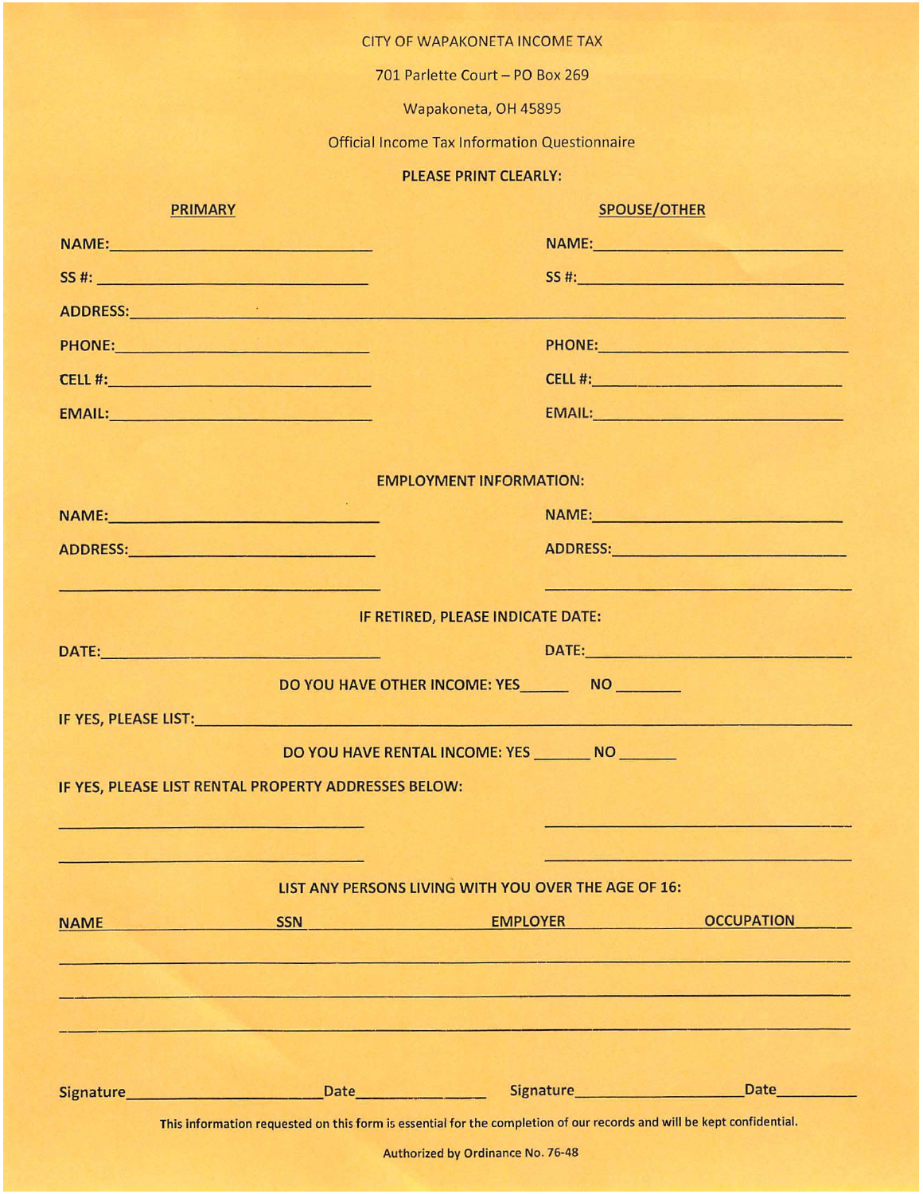CITY OF WAPAKONETA INCOME TAX

701 Parlette Court – PO Box 269

Wapakoneta, OH 45895

Official Income Tax Information Questionnaire

**PLEASE PRINT CLEARLY:**

| PRIMARY | SPOUSE/OTHER |
|---|---|
| NAME: | NAME: |
| SS #: | SS #: |
| ADDRESS: | |
| PHONE: | PHONE: |
| CELL #: | CELL #: |
| EMAIL: | EMAIL: |

**EMPLOYMENT INFORMATION:**

| | |
|---|---|
| NAME: | NAME: |
| ADDRESS: | ADDRESS: |

**IF RETIRED, PLEASE INDICATE DATE:**

| | |
|---|---|
| DATE: | DATE: |

**DO YOU HAVE OTHER INCOME: YES______ NO ________**

**IF YES, PLEASE LIST:** ____________________

**DO YOU HAVE RENTAL INCOME: YES _______ NO _______**

**IF YES, PLEASE LIST RENTAL PROPERTY ADDRESSES BELOW:**

____________________ ____________________

____________________ ____________________

**LIST ANY PERSONS LIVING WITH YOU OVER THE AGE OF 16:**

| NAME | SSN | EMPLOYER | OCCUPATION |
|---|---|---|---|
| | | | |
| | | | |
| | | | |

Signature____________________ Date______________ Signature____________________ Date__________

This information requested on this form is essential for the completion of our records and will be kept confidential.

Authorized by Ordinance No. 76-48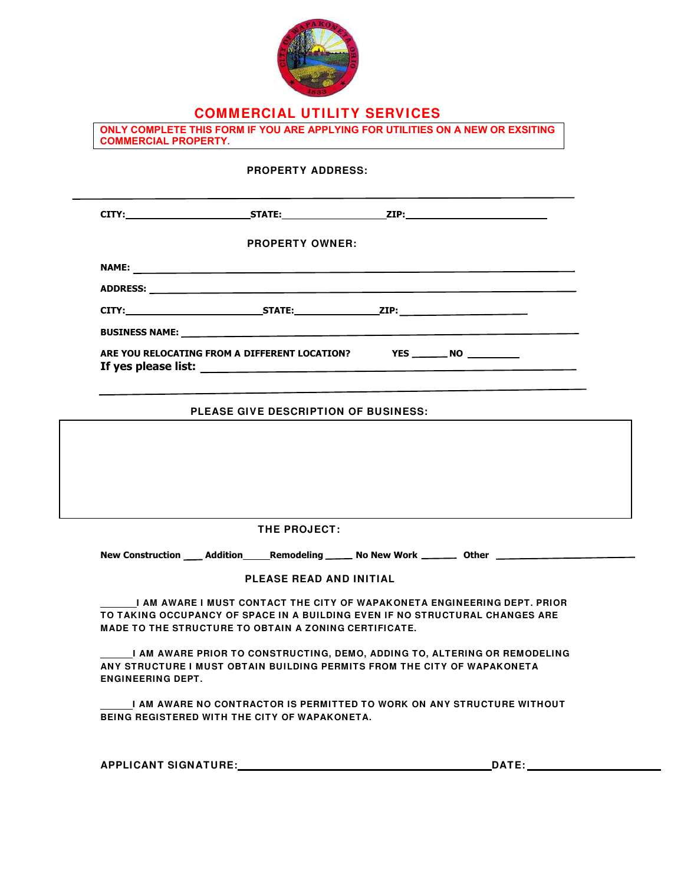# COMMERCIAL UTILITY SERVICES

**ONLY COMPLETE THIS FORM IF YOU ARE APPLYING FOR UTILITIES ON A NEW OR EXSITING COMMERCIAL PROPERTY.**

## PROPERTY ADDRESS:

______________________________________________________________________

**CITY:**____________________ **STATE:**________________ **ZIP:**______________________

## PROPERTY OWNER:

**NAME:** ______________________________________________________________

**ADDRESS:** ____________________________________________________________

**CITY:**______________________ **STATE:**______________ **ZIP:**____________________

**BUSINESS NAME:** _______________________________________________________

**ARE YOU RELOCATING FROM A DIFFERENT LOCATION?** **YES** ______ **NO** _________

**If yes please list:** ______________________________________________________

______________________________________________________________________

## PLEASE GIVE DESCRIPTION OF BUSINESS:

## THE PROJECT:

**New Construction** ___ **Addition**_____ **Remodeling** _____ **No New Work** ______ **Other** ______________________

## PLEASE READ AND INITIAL

______**I AM AWARE I MUST CONTACT THE CITY OF WAPAKONETA ENGINEERING DEPT. PRIOR TO TAKING OCCUPANCY OF SPACE IN A BUILDING EVEN IF NO STRUCTURAL CHANGES ARE MADE TO THE STRUCTURE TO OBTAIN A ZONING CERTIFICATE.**

______**I AM AWARE PRIOR TO CONSTRUCTING, DEMO, ADDING TO, ALTERING OR REMODELING ANY STRUCTURE I MUST OBTAIN BUILDING PERMITS FROM THE CITY OF WAPAKONETA ENGINEERING DEPT.**

______**I AM AWARE NO CONTRACTOR IS PERMITTED TO WORK ON ANY STRUCTURE WITHOUT BEING REGISTERED WITH THE CITY OF WAPAKONETA.**

**APPLICANT SIGNATURE:**_______________________________________ **DATE:**____________________